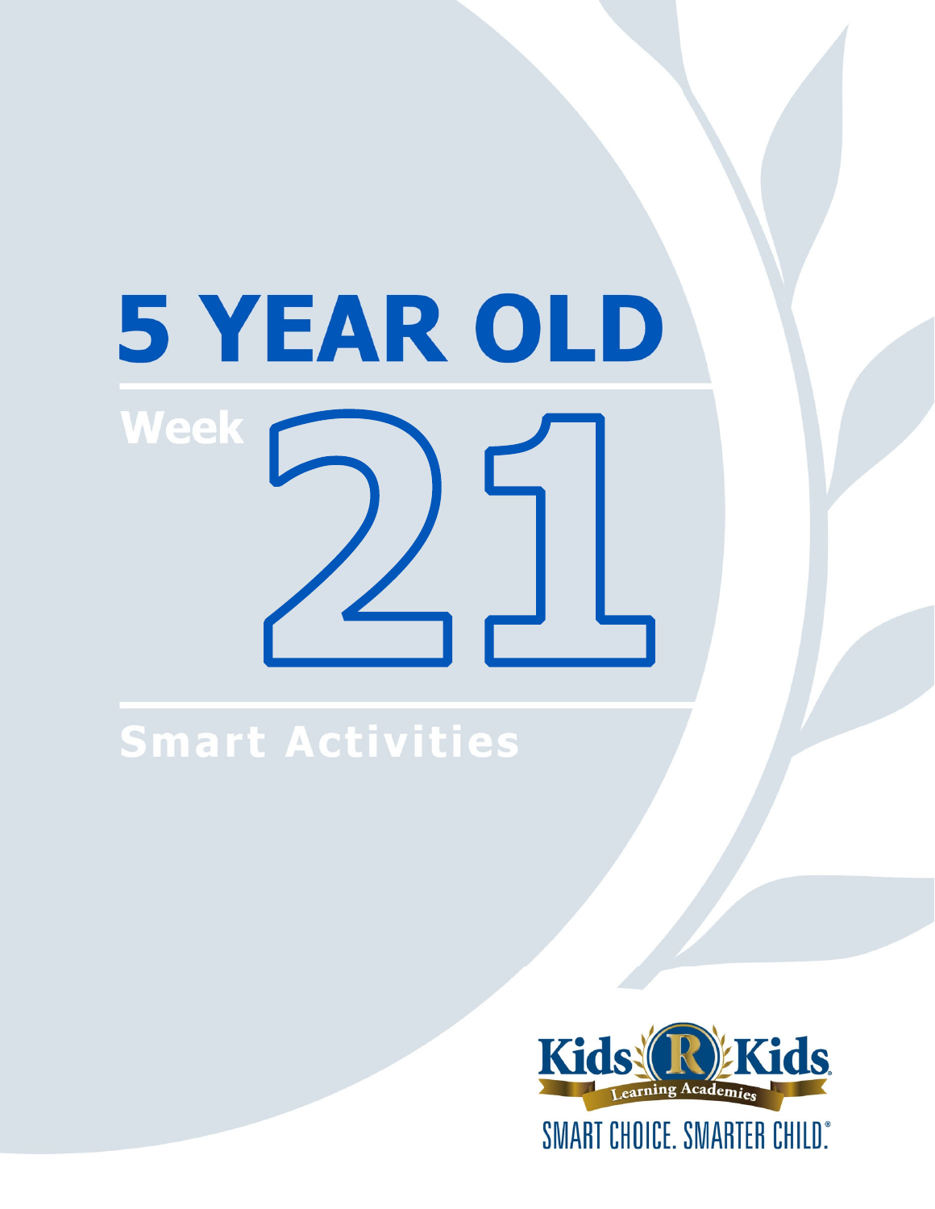# 5 YEAR OLD

## Week 21

## Smart Activities

Kids R Kids Learning Academies

SMART CHOICE. SMARTER CHILD.®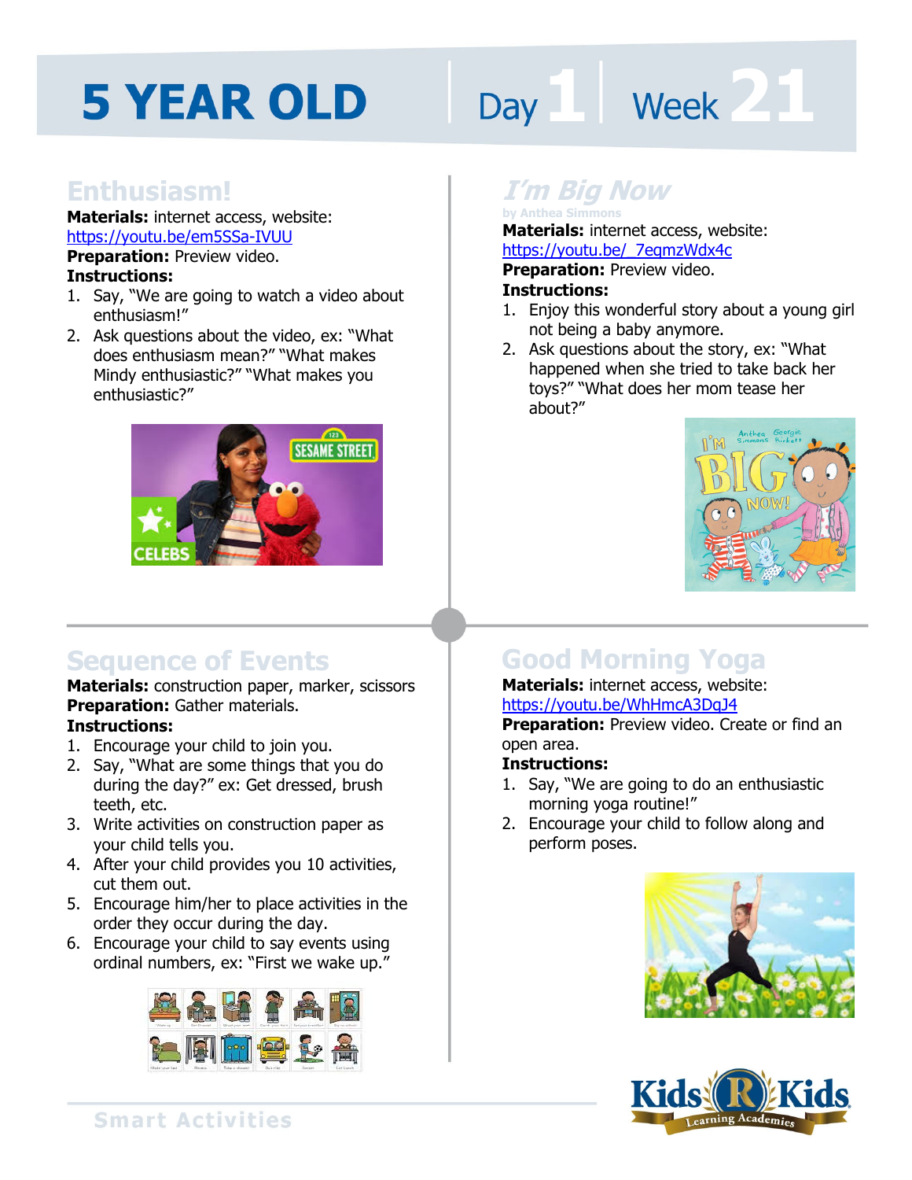# 5 YEAR OLD Day 1 | Week 21

## Enthusiasm!

**Materials:** internet access, website: https://youtu.be/em5SSa-IVUU
**Preparation:** Preview video.
**Instructions:**

1. Say, "We are going to watch a video about enthusiasm!"
2. Ask questions about the video, ex: "What does enthusiasm mean?" "What makes Mindy enthusiastic?" "What makes you enthusiastic?"

## *I'm Big Now*

by Anthea Simmons

**Materials:** internet access, website: https://youtu.be/_7eqmzWdx4c
**Preparation:** Preview video.
**Instructions:**

1. Enjoy this wonderful story about a young girl not being a baby anymore.
2. Ask questions about the story, ex: "What happened when she tried to take back her toys?" "What does her mom tease her about?"

## Sequence of Events

**Materials:** construction paper, marker, scissors
**Preparation:** Gather materials.
**Instructions:**

1. Encourage your child to join you.
2. Say, "What are some things that you do during the day?" ex: Get dressed, brush teeth, etc.
3. Write activities on construction paper as your child tells you.
4. After your child provides you 10 activities, cut them out.
5. Encourage him/her to place activities in the order they occur during the day.
6. Encourage your child to say events using ordinal numbers, ex: "First we wake up."

## Good Morning Yoga

**Materials:** internet access, website: https://youtu.be/WhHmcA3DgJ4
**Preparation:** Preview video. Create or find an open area.
**Instructions:**

1. Say, "We are going to do an enthusiastic morning yoga routine!"
2. Encourage your child to follow along and perform poses.

Smart Activities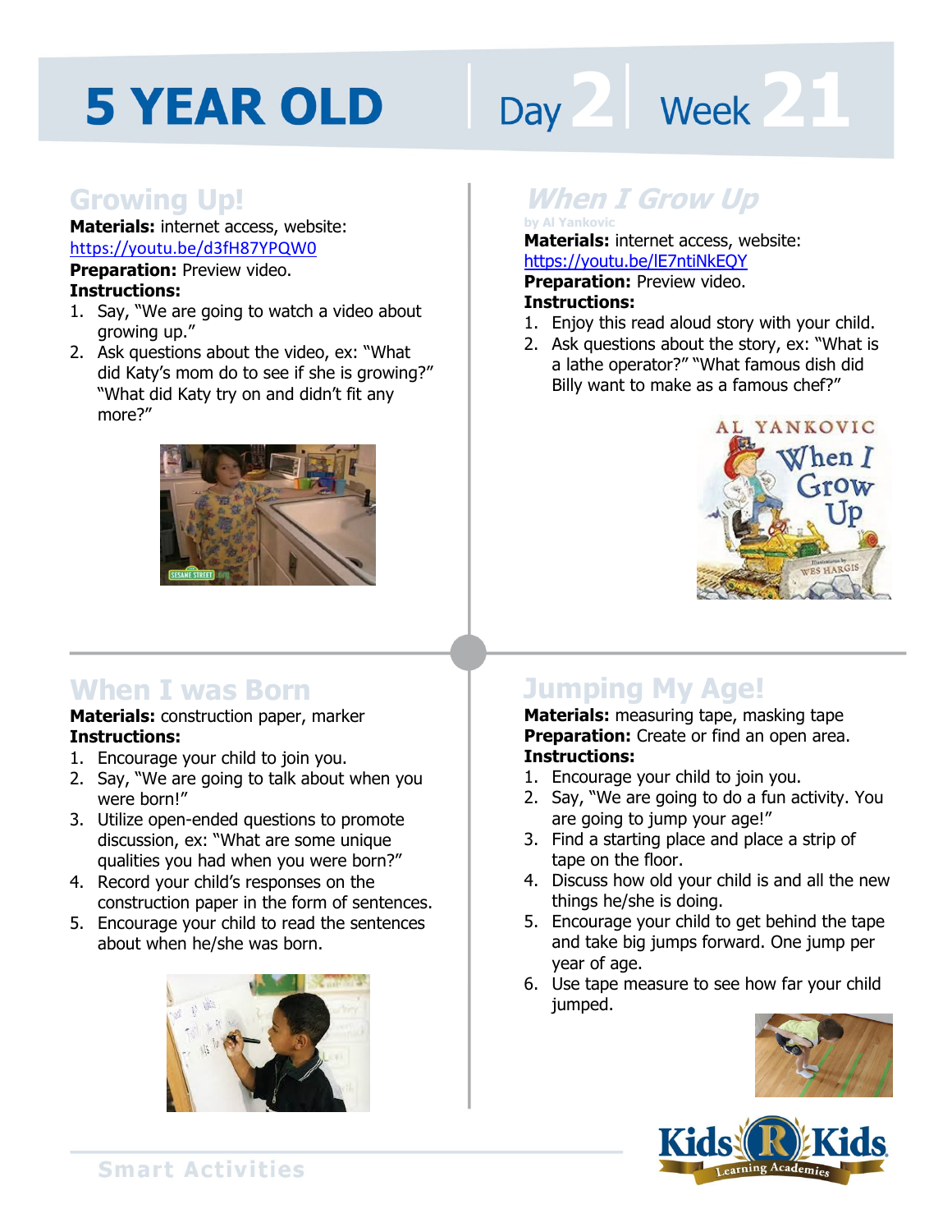# 5 YEAR OLD | Day 2 | Week 21

## Growing Up!

**Materials:** internet access, website: https://youtu.be/d3fH87YPQW0

**Preparation:** Preview video.

**Instructions:**

1. Say, "We are going to watch a video about growing up."
2. Ask questions about the video, ex: "What did Katy's mom do to see if she is growing?" "What did Katy try on and didn't fit any more?"

## *When I Grow Up*

by Al Yankovic

**Materials:** internet access, website: https://youtu.be/lE7ntiNkEQY

**Preparation:** Preview video.

**Instructions:**

1. Enjoy this read aloud story with your child.
2. Ask questions about the story, ex: "What is a lathe operator?" "What famous dish did Billy want to make as a famous chef?"

## When I was Born

**Materials:** construction paper, marker

**Instructions:**

1. Encourage your child to join you.
2. Say, "We are going to talk about when you were born!"
3. Utilize open-ended questions to promote discussion, ex: "What are some unique qualities you had when you were born?"
4. Record your child's responses on the construction paper in the form of sentences.
5. Encourage your child to read the sentences about when he/she was born.

## Jumping My Age!

**Materials:** measuring tape, masking tape

**Preparation:** Create or find an open area.

**Instructions:**

1. Encourage your child to join you.
2. Say, "We are going to do a fun activity. You are going to jump your age!"
3. Find a starting place and place a strip of tape on the floor.
4. Discuss how old your child is and all the new things he/she is doing.
5. Encourage your child to get behind the tape and take big jumps forward. One jump per year of age.
6. Use tape measure to see how far your child jumped.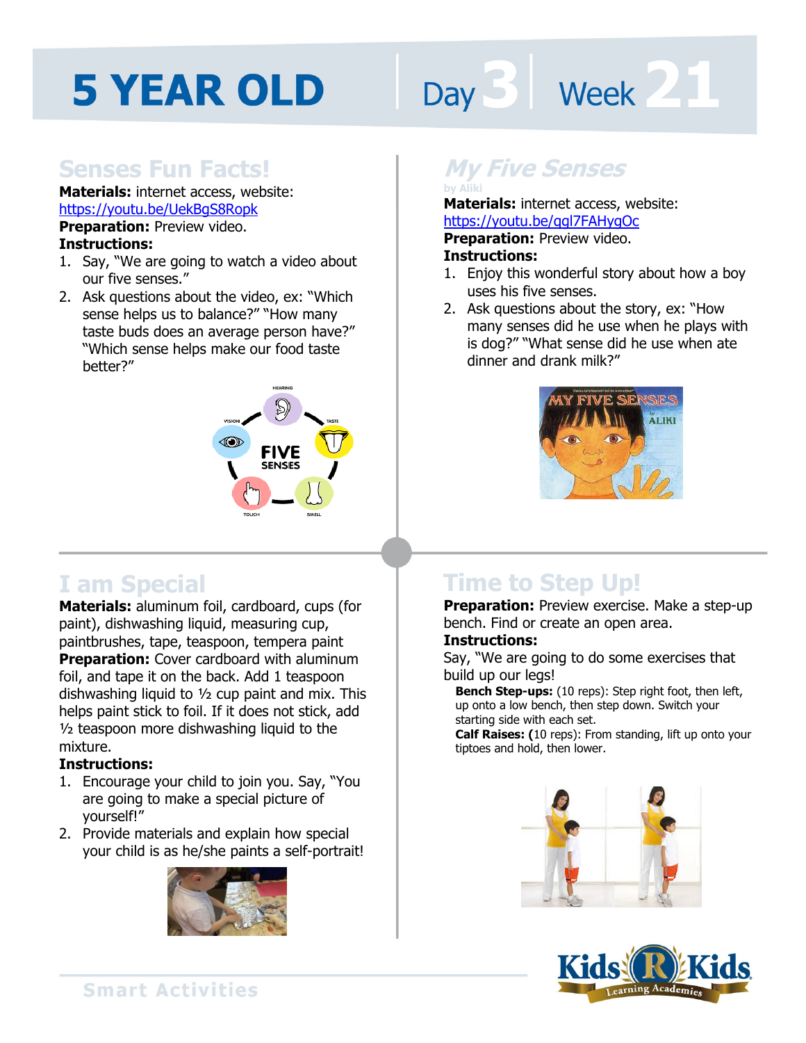# 5 YEAR OLD Day 3 Week 21

## Senses Fun Facts!

**Materials:** internet access, website: https://youtu.be/UekBgS8Ropk
**Preparation:** Preview video.
**Instructions:**

1. Say, "We are going to watch a video about our five senses."
2. Ask questions about the video, ex: "Which sense helps us to balance?" "How many taste buds does an average person have?" "Which sense helps make our food taste better?"

## My Five Senses

by Aliki

**Materials:** internet access, website: https://youtu.be/qgl7FAHygOc
**Preparation:** Preview video.
**Instructions:**

1. Enjoy this wonderful story about how a boy uses his five senses.
2. Ask questions about the story, ex: "How many senses did he use when he plays with is dog?" "What sense did he use when ate dinner and drank milk?"

## I am Special

**Materials:** aluminum foil, cardboard, cups (for paint), dishwashing liquid, measuring cup, paintbrushes, tape, teaspoon, tempera paint
**Preparation:** Cover cardboard with aluminum foil, and tape it on the back. Add 1 teaspoon dishwashing liquid to ½ cup paint and mix. This helps paint stick to foil. If it does not stick, add ½ teaspoon more dishwashing liquid to the mixture.
**Instructions:**

1. Encourage your child to join you. Say, "You are going to make a special picture of yourself!"
2. Provide materials and explain how special your child is as he/she paints a self-portrait!

## Time to Step Up!

**Preparation:** Preview exercise. Make a step-up bench. Find or create an open area.
**Instructions:**
Say, "We are going to do some exercises that build up our legs!

**Bench Step-ups:** (10 reps): Step right foot, then left, up onto a low bench, then step down. Switch your starting side with each set.
**Calf Raises: (**10 reps): From standing, lift up onto your tiptoes and hold, then lower.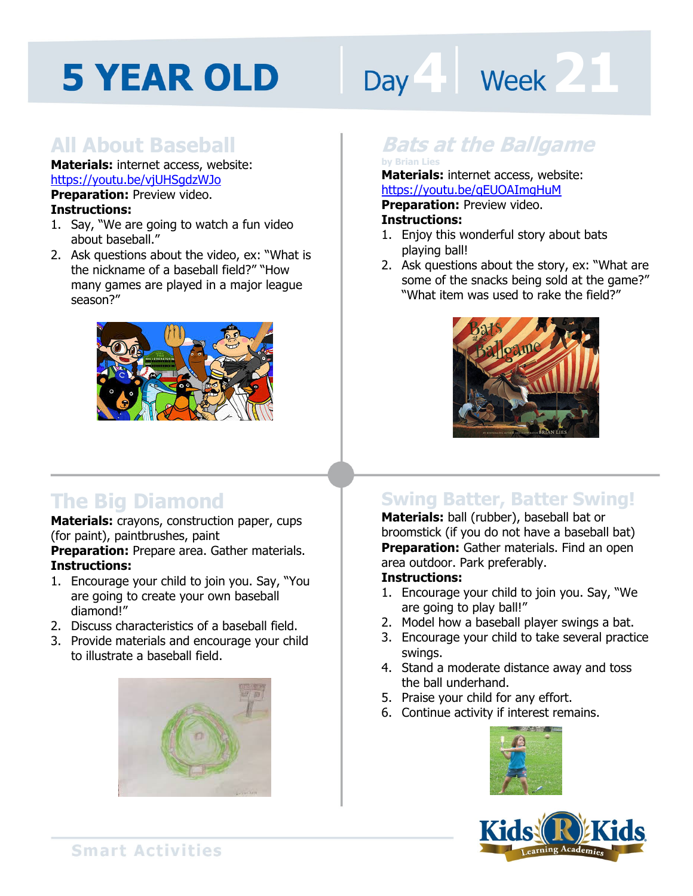# 5 YEAR OLD Day 4 Week 21

## All About Baseball

**Materials:** internet access, website: https://youtu.be/vjUHSgdzWJo
**Preparation:** Preview video.
**Instructions:**

1. Say, "We are going to watch a fun video about baseball."
2. Ask questions about the video, ex: "What is the nickname of a baseball field?" "How many games are played in a major league season?"

## *Bats at the Ballgame*

*by Brian Lies*

**Materials:** internet access, website: https://youtu.be/qEUOAImgHuM
**Preparation:** Preview video.
**Instructions:**

1. Enjoy this wonderful story about bats playing ball!
2. Ask questions about the story, ex: "What are some of the snacks being sold at the game?" "What item was used to rake the field?"

## The Big Diamond

**Materials:** crayons, construction paper, cups (for paint), paintbrushes, paint
**Preparation:** Prepare area. Gather materials.
**Instructions:**

1. Encourage your child to join you. Say, "You are going to create your own baseball diamond!"
2. Discuss characteristics of a baseball field.
3. Provide materials and encourage your child to illustrate a baseball field.

## Swing Batter, Batter Swing!

**Materials:** ball (rubber), baseball bat or broomstick (if you do not have a baseball bat)
**Preparation:** Gather materials. Find an open area outdoor. Park preferably.
**Instructions:**

1. Encourage your child to join you. Say, "We are going to play ball!"
2. Model how a baseball player swings a bat.
3. Encourage your child to take several practice swings.
4. Stand a moderate distance away and toss the ball underhand.
5. Praise your child for any effort.
6. Continue activity if interest remains.

Smart Activities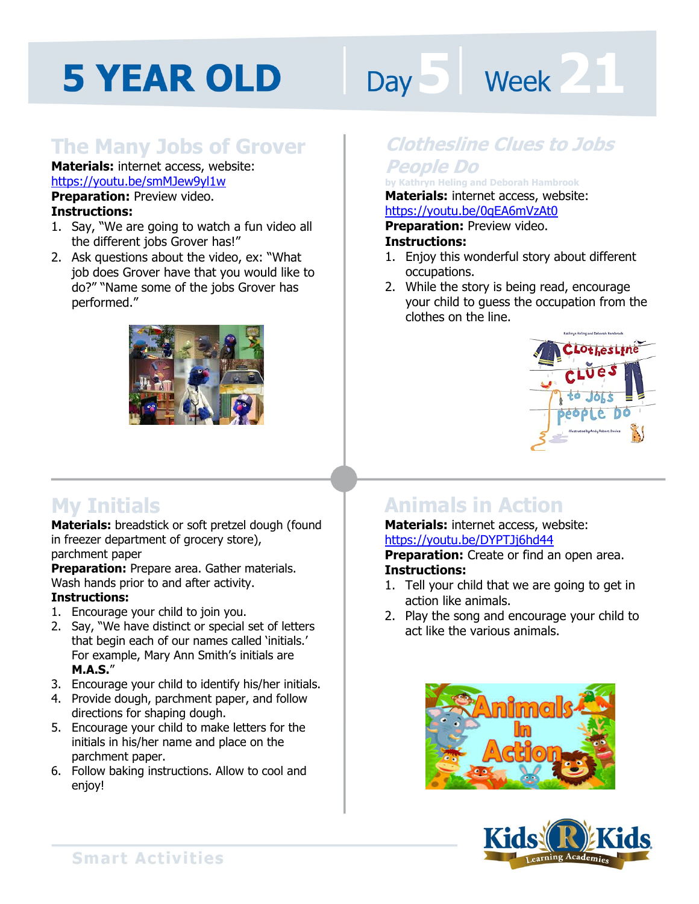# 5 YEAR OLD

Day 5 | Week 21

## The Many Jobs of Grover

**Materials:** internet access, website: https://youtu.be/smMJew9yl1w

**Preparation:** Preview video.

**Instructions:**

1. Say, "We are going to watch a fun video all the different jobs Grover has!"
2. Ask questions about the video, ex: "What job does Grover have that you would like to do?" "Name some of the jobs Grover has performed."

## *Clothesline Clues to Jobs People Do*

by Kathryn Heling and Deborah Hambrook

**Materials:** internet access, website: https://youtu.be/0qEA6mVzAt0

**Preparation:** Preview video.

**Instructions:**

1. Enjoy this wonderful story about different occupations.
2. While the story is being read, encourage your child to guess the occupation from the clothes on the line.

## My Initials

**Materials:** breadstick or soft pretzel dough (found in freezer department of grocery store), parchment paper

**Preparation:** Prepare area. Gather materials. Wash hands prior to and after activity.

**Instructions:**

1. Encourage your child to join you.
2. Say, "We have distinct or special set of letters that begin each of our names called 'initials.' For example, Mary Ann Smith's initials are **M.A.S.**"
3. Encourage your child to identify his/her initials.
4. Provide dough, parchment paper, and follow directions for shaping dough.
5. Encourage your child to make letters for the initials in his/her name and place on the parchment paper.
6. Follow baking instructions. Allow to cool and enjoy!

## Animals in Action

**Materials:** internet access, website: https://youtu.be/DYPTJj6hd44

**Preparation:** Create or find an open area.

**Instructions:**

1. Tell your child that we are going to get in action like animals.
2. Play the song and encourage your child to act like the various animals.